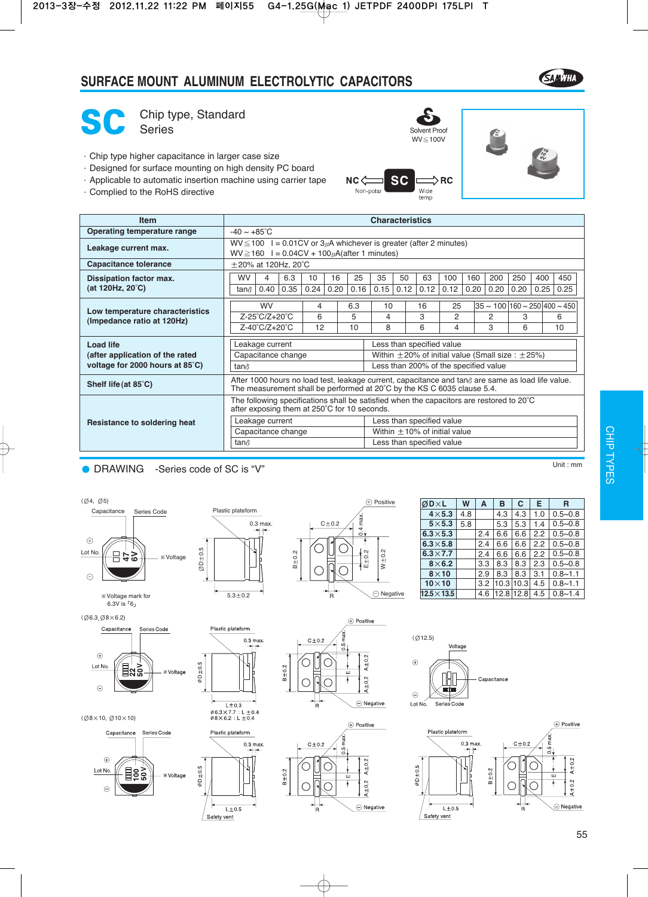# SURFACE MOUNT ALUMINUM ELECTROLYTIC CAPACITORS

## SC Chip type, Standard Series

- Chip type higher capacitance in larger case size
- Designed for surface mounting on high density PC board
- Applicable to automatic insertion machine using carrier tape
- Complied to the RoHS directive

Solvent Proof WV≦100V

NC (Non-polar) ← SC → RC (Wide temp)

| Item | Characteristics |
|---|---|
| Operating temperature range | -40 ~ +85°C |
| Leakage current max. | WV≦100 I = 0.01CV or 3μA whichever is greater (after 2 minutes)<br>WV≧160 I = 0.04CV + 100μA(after 1 minutes) |
| Capacitance tolerance | ±20% at 120Hz, 20°C |
| Dissipation factor max. (at 120Hz, 20°C) | see table below |
| Low temperature characteristics (Impedance ratio at 120Hz) | see table below |
| Load life (after application of the rated voltage for 2000 hours at 85°C) | Leakage current: Less than specified value<br>Capacitance change: Within ±20% of initial value (Small size : ±25%)<br>tanδ: Less than 200% of the specified value |
| Shelf life (at 85°C) | After 1000 hours no load test, leakage current, capacitance and tanδ are same as load life value. The measurement shall be performed at 20°C by the KS C 6035 clause 5.4. |
| Resistance to soldering heat | The following specifications shall be satisfied when the capacitors are restored to 20°C after exposing them at 250°C for 10 seconds.<br>Leakage current: Less than specified value<br>Capacitance change: Within ±10% of initial value<br>tanδ: Less than specified value |

Dissipation factor max. (at 120Hz, 20°C)

| WV | 4 | 6.3 | 10 | 16 | 25 | 35 | 50 | 63 | 100 | 160 | 200 | 250 | 400 | 450 |
|---|---|---|---|---|---|---|---|---|---|---|---|---|---|---|
| tanδ | 0.40 | 0.35 | 0.24 | 0.20 | 0.16 | 0.15 | 0.12 | 0.12 | 0.12 | 0.20 | 0.20 | 0.20 | 0.25 | 0.25 |

Low temperature characteristics (Impedance ratio at 120Hz)

| WV | 4 | 6.3 | 10 | 16 | 25 | 35 ~ 100 | 160 ~ 250 | 400 ~ 450 |
|---|---|---|---|---|---|---|---|---|
| Z-25°C/Z+20°C | 6 | 5 | 4 | 3 | 2 | 2 | 3 | 6 |
| Z-40°C/Z+20°C | 12 | 10 | 8 | 6 | 4 | 3 | 6 | 10 |

## DRAWING -Series code of SC is "V"

Unit : mm

| ØD×L | W | A | B | C | E | R |
|---|---|---|---|---|---|---|
| 4×5.3 | 4.8 | | 4.3 | 4.3 | 1.0 | 0.5~0.8 |
| 5×5.3 | 5.8 | | 5.3 | 5.3 | 1.4 | 0.5~0.8 |
| 6.3×5.3 | | 2.4 | 6.6 | 6.6 | 2.2 | 0.5~0.8 |
| 6.3×5.8 | | 2.4 | 6.6 | 6.6 | 2.2 | 0.5~0.8 |
| 6.3×7.7 | | 2.4 | 6.6 | 6.6 | 2.2 | 0.5~0.8 |
| 8×6.2 | | 3.3 | 8.3 | 8.3 | 2.3 | 0.5~0.8 |
| 8×10 | | 2.9 | 8.3 | 8.3 | 3.1 | 0.8~1.1 |
| 10×10 | | 3.2 | 10.3 | 10.3 | 4.5 | 0.8~1.1 |
| 12.5×13.5 | | 4.6 | 12.8 | 12.8 | 4.5 | 0.8~1.4 |

(Ø4, Ø5): Capacitance, Series Code, Lot No., ※Voltage, Plastic plateform, 0.3 max., ØD±0.5, 5.3±0.2, C±0.2, 0.4 max., B±0.2, E±0.2, W±0.2, R, Positive, Negative

※Voltage mark for 6.3V is「6」

(Ø6.3, Ø8×6.2): Capacitance, Series Code, Lot No., ※Voltage, Plastic plateform, 0.3 max., ØD±0.5, L±0.3, Ø6.3×7.7 : L±0.4, Ø8×6.2 : L±0.4, C±0.2, 0.5 max., B±0.2, E, A±0.2, R, Positive, Negative

(Ø12.5): Voltage, Capacitance, Lot No., Series Code

(Ø8×10, Ø10×10): Capacitance, Series Code, Lot No., ※Voltage, Plastic plateform, 0.3 max., ØD±0.5, L±0.5, Safety vent, C±0.2, 0.5 max., B±0.2, E, A±0.2, R, Positive, Negative

(Ø12.5): Plastic plateform, 0.3 max., ØD±0.5, L±0.5, Safety vent, C±0.2, 0.5 max., B±0.2, E, A±0.2, R, Positive, Negative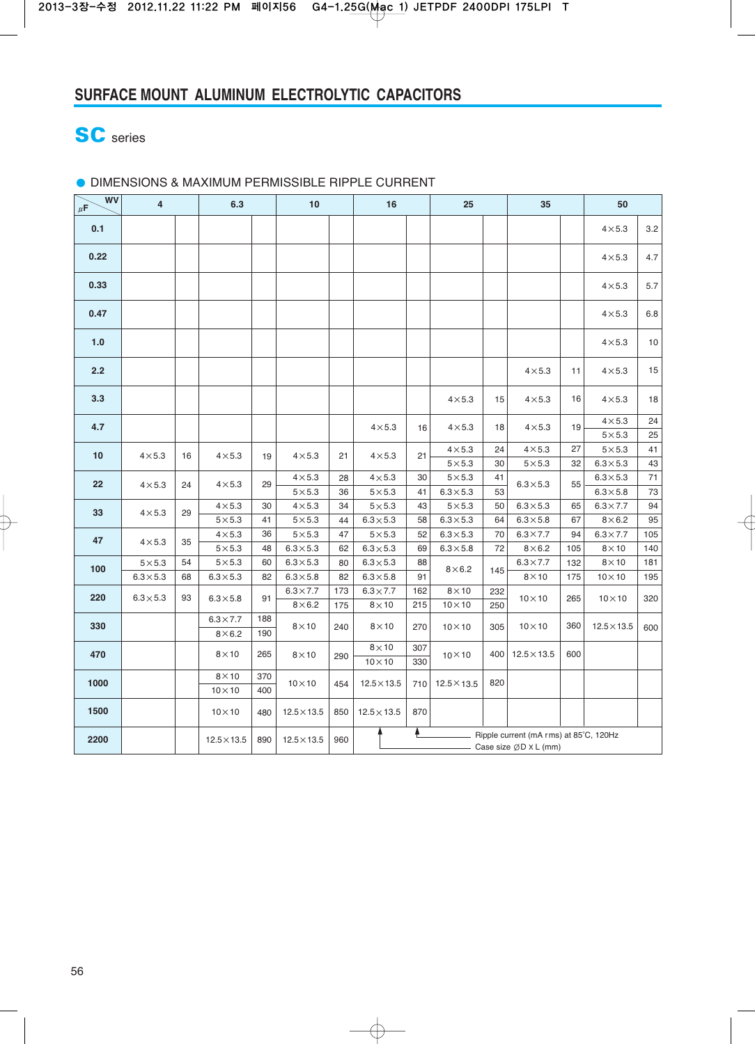# SURFACE MOUNT ALUMINUM ELECTROLYTIC CAPACITORS

## SC series

● DIMENSIONS & MAXIMUM PERMISSIBLE RIPPLE CURRENT

| μF \ WV | 4 | | 6.3 | | 10 | | 16 | | 25 | | 35 | | 50 | |
|---|---|---|---|---|---|---|---|---|---|---|---|---|---|---|
| 0.1 | | | | | | | | | | | | | 4×5.3 | 3.2 |
| 0.22 | | | | | | | | | | | | | 4×5.3 | 4.7 |
| 0.33 | | | | | | | | | | | | | 4×5.3 | 5.7 |
| 0.47 | | | | | | | | | | | | | 4×5.3 | 6.8 |
| 1.0 | | | | | | | | | | | | | 4×5.3 | 10 |
| 2.2 | | | | | | | | | | | 4×5.3 | 11 | 4×5.3 | 15 |
| 3.3 | | | | | | | | | 4×5.3 | 15 | 4×5.3 | 16 | 4×5.3 | 18 |
| 4.7 | | | | | | | 4×5.3 | 16 | 4×5.3 | 18 | 4×5.3 | 19 | 4×5.3 | 24 |
| | | | | | | | | | | | | | 5×5.3 | 25 |
| 10 | 4×5.3 | 16 | 4×5.3 | 19 | 4×5.3 | 21 | 4×5.3 | 21 | 4×5.3 | 24 | 4×5.3 | 27 | 5×5.3 | 41 |
| | | | | | | | | | 5×5.3 | 30 | 5×5.3 | 32 | 6.3×5.3 | 43 |
| 22 | 4×5.3 | 24 | 4×5.3 | 29 | 4×5.3 | 28 | 4×5.3 | 30 | 5×5.3 | 41 | 6.3×5.3 | 55 | 6.3×5.3 | 71 |
| | | | | | 5×5.3 | 36 | 5×5.3 | 41 | 6.3×5.3 | 53 | | | 6.3×5.8 | 73 |
| 33 | 4×5.3 | 29 | 4×5.3 | 30 | 4×5.3 | 34 | 5×5.3 | 43 | 5×5.3 | 50 | 6.3×5.3 | 65 | 6.3×7.7 | 94 |
| | | | 5×5.3 | 41 | 5×5.3 | 44 | 6.3×5.3 | 58 | 6.3×5.3 | 64 | 6.3×5.8 | 67 | 8×6.2 | 95 |
| 47 | 4×5.3 | 35 | 4×5.3 | 36 | 5×5.3 | 47 | 5×5.3 | 52 | 6.3×5.3 | 70 | 6.3×7.7 | 94 | 6.3×7.7 | 105 |
| | | | 5×5.3 | 48 | 6.3×5.3 | 62 | 6.3×5.3 | 69 | 6.3×5.8 | 72 | 8×6.2 | 105 | 8×10 | 140 |
| 100 | 5×5.3 | 54 | 5×5.3 | 60 | 6.3×5.3 | 80 | 6.3×5.3 | 88 | 8×6.2 | 145 | 6.3×7.7 | 132 | 8×10 | 181 |
| | 6.3×5.3 | 68 | 6.3×5.3 | 82 | 6.3×5.8 | 82 | 6.3×5.8 | 91 | | | 8×10 | 175 | 10×10 | 195 |
| 220 | 6.3×5.3 | 93 | 6.3×5.8 | 91 | 6.3×7.7 | 173 | 6.3×7.7 | 162 | 8×10 | 232 | 10×10 | 265 | 10×10 | 320 |
| | | | | | 8×6.2 | 175 | 8×10 | 215 | 10×10 | 250 | | | | |
| 330 | | | 6.3×7.7 | 188 | 8×10 | 240 | 8×10 | 270 | 10×10 | 305 | 10×10 | 360 | 12.5×13.5 | 600 |
| | | | 8×6.2 | 190 | | | | | | | | | | |
| 470 | | | 8×10 | 265 | 8×10 | 290 | 8×10 | 307 | 10×10 | 400 | 12.5×13.5 | 600 | | |
| | | | | | | | 10×10 | 330 | | | | | | |
| 1000 | | | 8×10 | 370 | 10×10 | 454 | 12.5×13.5 | 710 | 12.5×13.5 | 820 | | | | |
| | | | 10×10 | 400 | | | | | | | | | | |
| 1500 | | | 10×10 | 480 | 12.5×13.5 | 850 | 12.5×13.5 | 870 | | | | | | |
| 2200 | | | 12.5×13.5 | 890 | 12.5×13.5 | 960 | | | | | | | | |

Ripple current (mA rms) at 85˚C, 120Hz
Case size ØD x L (mm)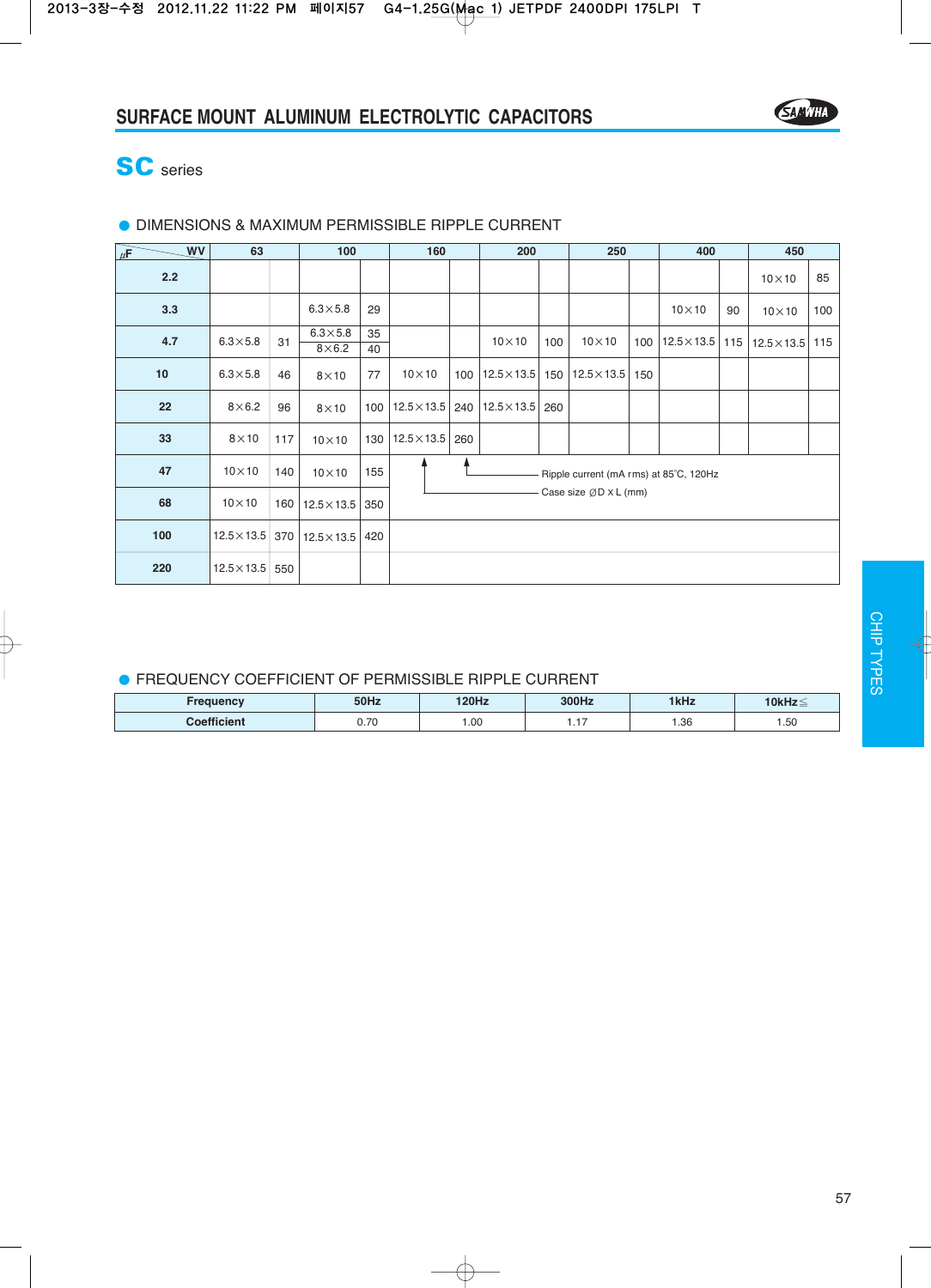## SURFACE MOUNT ALUMINUM ELECTROLYTIC CAPACITORS

# SC series

### DIMENSIONS & MAXIMUM PERMISSIBLE RIPPLE CURRENT

| μF \ WV | 63 | | 100 | | 160 | | 200 | | 250 | | 400 | | 450 | |
|---|---|---|---|---|---|---|---|---|---|---|---|---|---|---|
| 2.2 | | | | | | | | | | | | | 10×10 | 85 |
| 3.3 | | | 6.3×5.8 | 29 | | | | | | | 10×10 | 90 | 10×10 | 100 |
| 4.7 | 6.3×5.8 | 31 | 6.3×5.8<br>8×6.2 | 35<br>40 | | | 10×10 | 100 | 10×10 | 100 | 12.5×13.5 | 115 | 12.5×13.5 | 115 |
| 10 | 6.3×5.8 | 46 | 8×10 | 77 | 10×10 | 100 | 12.5×13.5 | 150 | 12.5×13.5 | 150 | | | | |
| 22 | 8×6.2 | 96 | 8×10 | 100 | 12.5×13.5 | 240 | 12.5×13.5 | 260 | | | | | | |
| 33 | 8×10 | 117 | 10×10 | 130 | 12.5×13.5 | 260 | | | | | | | | |
| 47 | 10×10 | 140 | 10×10 | 155 | | | | | | | | | | |
| 68 | 10×10 | 160 | 12.5×13.5 | 350 | | | | | | | | | | |
| 100 | 12.5×13.5 | 370 | 12.5×13.5 | 420 | | | | | | | | | | |
| 220 | 12.5×13.5 | 550 | | | | | | | | | | | | |

Ripple current (mA rms) at 85℃, 120Hz
Case size ∅D x L (mm)

### FREQUENCY COEFFICIENT OF PERMISSIBLE RIPPLE CURRENT

| Frequency | 50Hz | 120Hz | 300Hz | 1kHz | 10kHz≦ |
|---|---|---|---|---|---|
| Coefficient | 0.70 | 1.00 | 1.17 | 1.36 | 1.50 |

CHIP TYPES